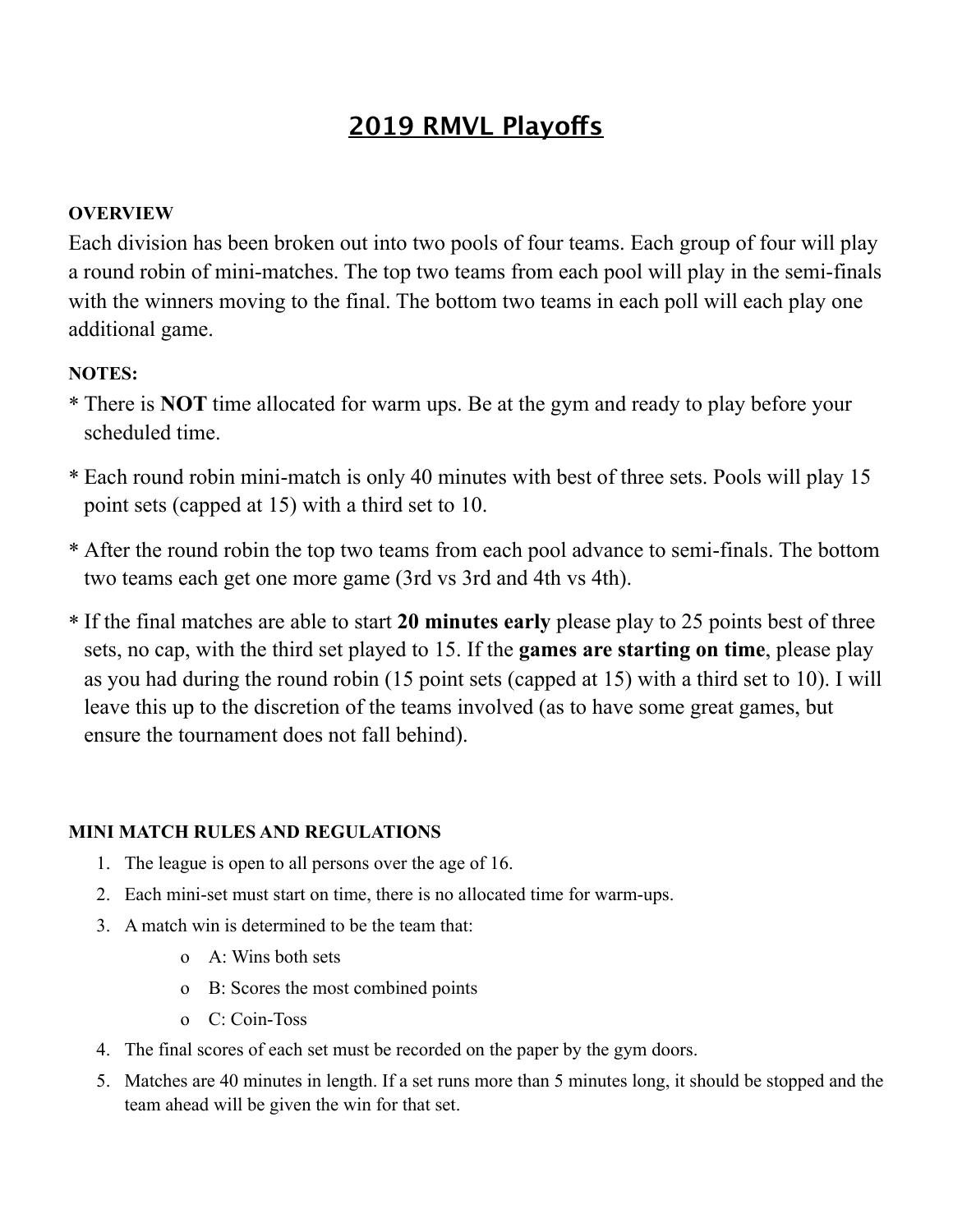# 2019 RMVL Playoffs

**OVERVIEW**

Each division has been broken out into two pools of four teams. Each group of four will play a round robin of mini-matches. The top two teams from each pool will play in the semi-finals with the winners moving to the final. The bottom two teams in each poll will each play one additional game.

**NOTES:**

* There is **NOT** time allocated for warm ups. Be at the gym and ready to play before your scheduled time.
* Each round robin mini-match is only 40 minutes with best of three sets. Pools will play 15 point sets (capped at 15) with a third set to 10.
* After the round robin the top two teams from each pool advance to semi-finals. The bottom two teams each get one more game (3rd vs 3rd and 4th vs 4th).
* If the final matches are able to start **20 minutes early** please play to 25 points best of three sets, no cap, with the third set played to 15. If the **games are starting on time**, please play as you had during the round robin (15 point sets (capped at 15) with a third set to 10). I will leave this up to the discretion of the teams involved (as to have some great games, but ensure the tournament does not fall behind).

**MINI MATCH RULES AND REGULATIONS**

1. The league is open to all persons over the age of 16.
2. Each mini-set must start on time, there is no allocated time for warm-ups.
3. A match win is determined to be the team that:
   - A: Wins both sets
   - B: Scores the most combined points
   - C: Coin-Toss
4. The final scores of each set must be recorded on the paper by the gym doors.
5. Matches are 40 minutes in length. If a set runs more than 5 minutes long, it should be stopped and the team ahead will be given the win for that set.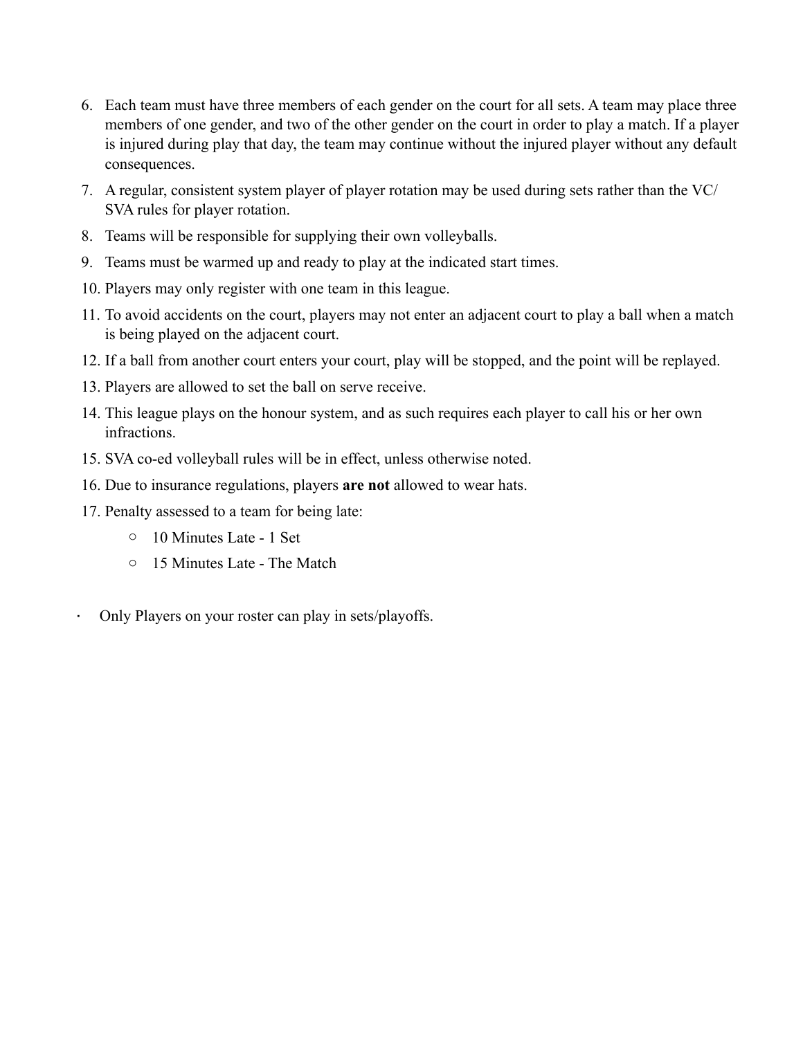6. Each team must have three members of each gender on the court for all sets. A team may place three members of one gender, and two of the other gender on the court in order to play a match. If a player is injured during play that day, the team may continue without the injured player without any default consequences.
7. A regular, consistent system player of player rotation may be used during sets rather than the VC/ SVA rules for player rotation.
8. Teams will be responsible for supplying their own volleyballs.
9. Teams must be warmed up and ready to play at the indicated start times.
10. Players may only register with one team in this league.
11. To avoid accidents on the court, players may not enter an adjacent court to play a ball when a match is being played on the adjacent court.
12. If a ball from another court enters your court, play will be stopped, and the point will be replayed.
13. Players are allowed to set the ball on serve receive.
14. This league plays on the honour system, and as such requires each player to call his or her own infractions.
15. SVA co-ed volleyball rules will be in effect, unless otherwise noted.
16. Due to insurance regulations, players **are not** allowed to wear hats.
17. Penalty assessed to a team for being late:
    - 10 Minutes Late - 1 Set
    - 15 Minutes Late - The Match

- Only Players on your roster can play in sets/playoffs.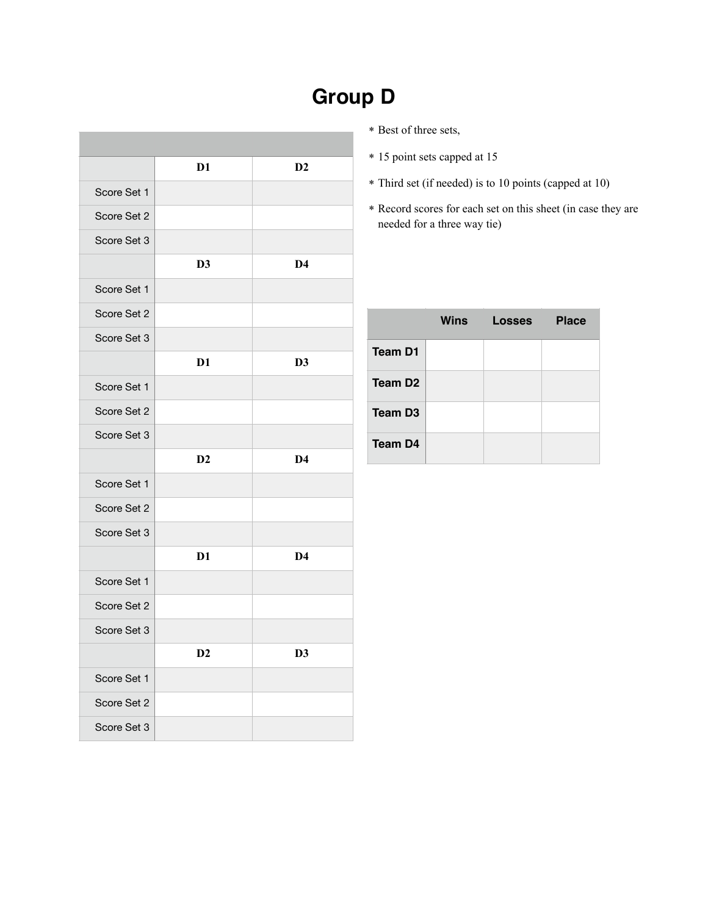# Group D

* Best of three sets,
* 15 point sets capped at 15
* Third set (if needed) is to 10 points (capped at 10)
* Record scores for each set on this sheet (in case they are needed for a three way tie)

| | | |
|---|---|---|
| | **D1** | **D2** |
| Score Set 1 | | |
| Score Set 2 | | |
| Score Set 3 | | |
| | **D3** | **D4** |
| Score Set 1 | | |
| Score Set 2 | | |
| Score Set 3 | | |
| | **D1** | **D3** |
| Score Set 1 | | |
| Score Set 2 | | |
| Score Set 3 | | |
| | **D2** | **D4** |
| Score Set 1 | | |
| Score Set 2 | | |
| Score Set 3 | | |
| | **D1** | **D4** |
| Score Set 1 | | |
| Score Set 2 | | |
| Score Set 3 | | |
| | **D2** | **D3** |
| Score Set 1 | | |
| Score Set 2 | | |
| Score Set 3 | | |

| | Wins | Losses | Place |
|---|---|---|---|
| **Team D1** | | | |
| **Team D2** | | | |
| **Team D3** | | | |
| **Team D4** | | | |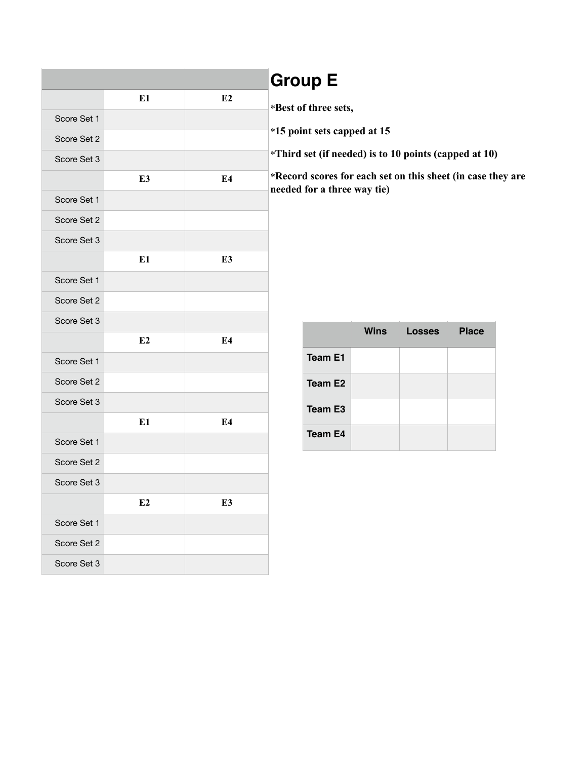# Group E

*Best of three sets,

*15 point sets capped at 15

*Third set (if needed) is to 10 points (capped at 10)

*Record scores for each set on this sheet (in case they are needed for a three way tie)

| | | |
|---|---|---|
| | E1 | E2 |
| Score Set 1 | | |
| Score Set 2 | | |
| Score Set 3 | | |
| | E3 | E4 |
| Score Set 1 | | |
| Score Set 2 | | |
| Score Set 3 | | |
| | E1 | E3 |
| Score Set 1 | | |
| Score Set 2 | | |
| Score Set 3 | | |
| | E2 | E4 |
| Score Set 1 | | |
| Score Set 2 | | |
| Score Set 3 | | |
| | E1 | E4 |
| Score Set 1 | | |
| Score Set 2 | | |
| Score Set 3 | | |
| | E2 | E3 |
| Score Set 1 | | |
| Score Set 2 | | |
| Score Set 3 | | |

| | Wins | Losses | Place |
|---|---|---|---|
| **Team E1** | | | |
| **Team E2** | | | |
| **Team E3** | | | |
| **Team E4** | | | |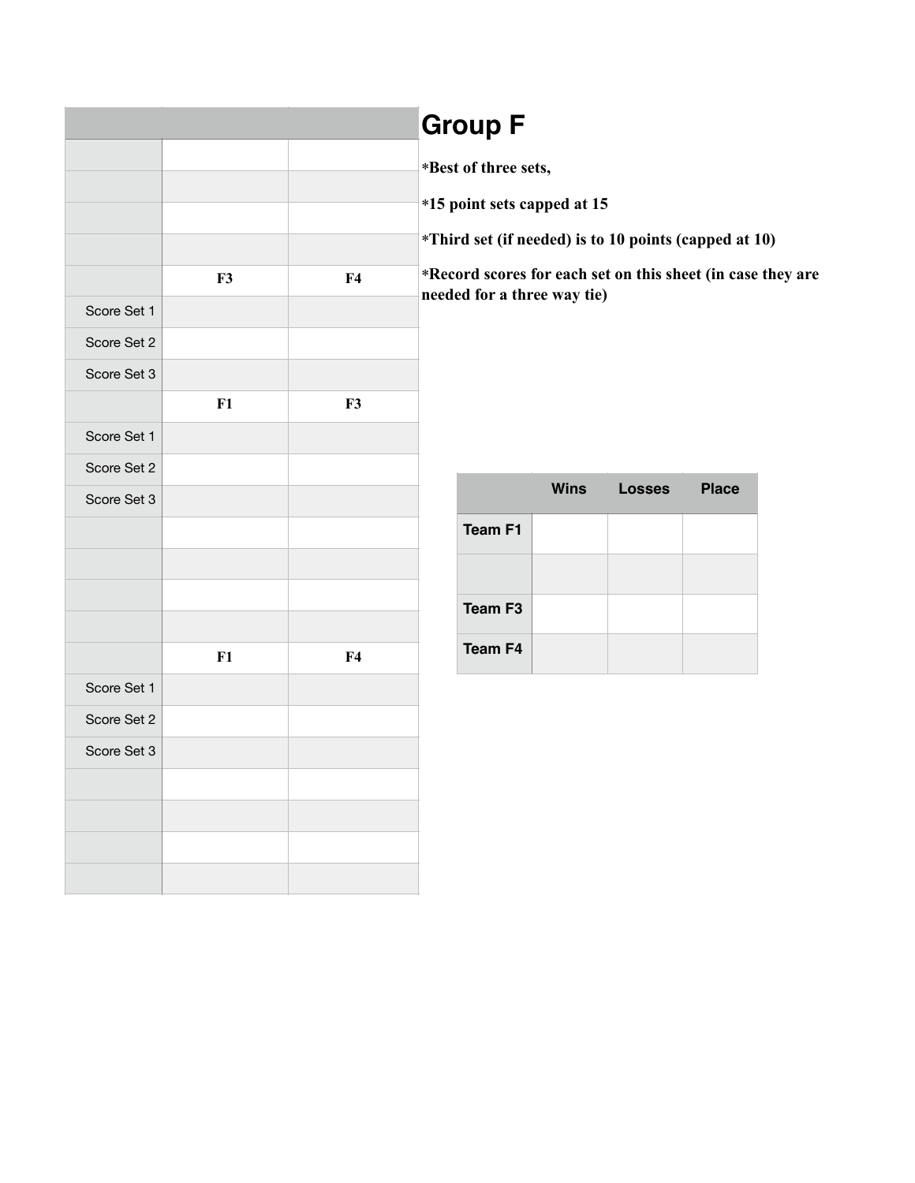# Group F

*Best of three sets,

*15 point sets capped at 15

*Third set (if needed) is to 10 points (capped at 10)

*Record scores for each set on this sheet (in case they are needed for a three way tie)

| | | |
|---|---|---|
| | | |
| | | |
| | | |
| | | |
| | F3 | F4 |
| Score Set 1 | | |
| Score Set 2 | | |
| Score Set 3 | | |
| | F1 | F3 |
| Score Set 1 | | |
| Score Set 2 | | |
| Score Set 3 | | |
| | | |
| | | |
| | | |
| | | |
| | F1 | F4 |
| Score Set 1 | | |
| Score Set 2 | | |
| Score Set 3 | | |
| | | |
| | | |
| | | |
| | | |

| | Wins | Losses | Place |
|---|---|---|---|
| Team F1 | | | |
| | | | |
| Team F3 | | | |
| Team F4 | | | |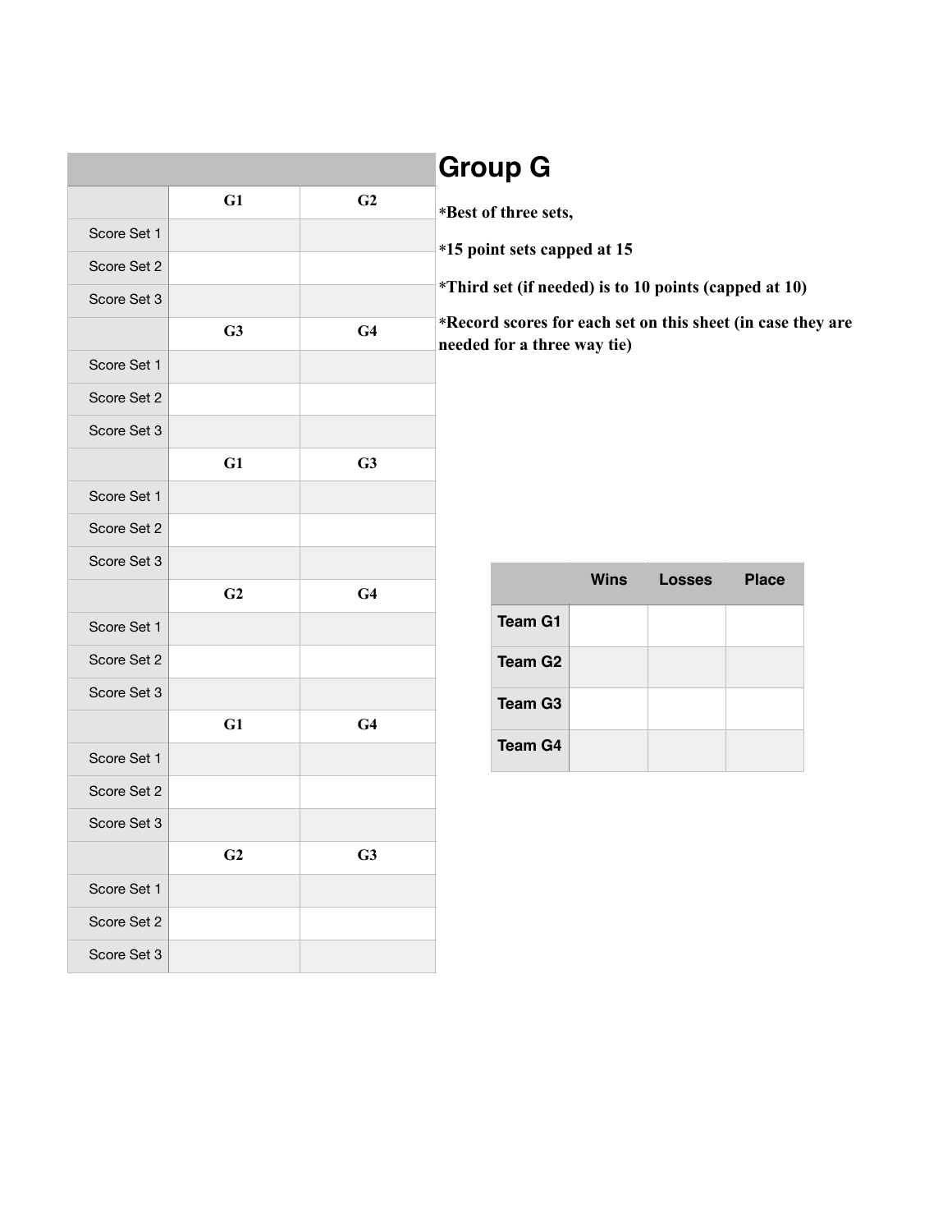# Group G

*Best of three sets,

*15 point sets capped at 15

*Third set (if needed) is to 10 points (capped at 10)

*Record scores for each set on this sheet (in case they are needed for a three way tie)

| | | |
|---|---|---|
| | G1 | G2 |
| Score Set 1 | | |
| Score Set 2 | | |
| Score Set 3 | | |
| | G3 | G4 |
| Score Set 1 | | |
| Score Set 2 | | |
| Score Set 3 | | |
| | G1 | G3 |
| Score Set 1 | | |
| Score Set 2 | | |
| Score Set 3 | | |
| | G2 | G4 |
| Score Set 1 | | |
| Score Set 2 | | |
| Score Set 3 | | |
| | G1 | G4 |
| Score Set 1 | | |
| Score Set 2 | | |
| Score Set 3 | | |
| | G2 | G3 |
| Score Set 1 | | |
| Score Set 2 | | |
| Score Set 3 | | |

| | Wins | Losses | Place |
|---|---|---|---|
| Team G1 | | | |
| Team G2 | | | |
| Team G3 | | | |
| Team G4 | | | |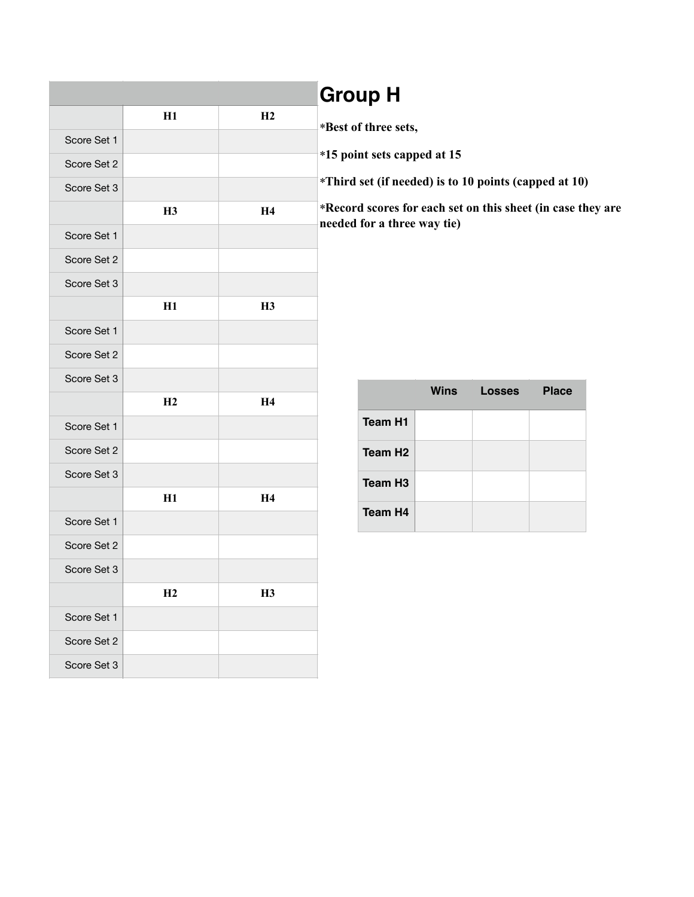# Group H

*Best of three sets,

*15 point sets capped at 15

*Third set (if needed) is to 10 points (capped at 10)

*Record scores for each set on this sheet (in case they are needed for a three way tie)

| | | |
|---|---|---|
| | H1 | H2 |
| Score Set 1 | | |
| Score Set 2 | | |
| Score Set 3 | | |
| | H3 | H4 |
| Score Set 1 | | |
| Score Set 2 | | |
| Score Set 3 | | |
| | H1 | H3 |
| Score Set 1 | | |
| Score Set 2 | | |
| Score Set 3 | | |
| | H2 | H4 |
| Score Set 1 | | |
| Score Set 2 | | |
| Score Set 3 | | |
| | H1 | H4 |
| Score Set 1 | | |
| Score Set 2 | | |
| Score Set 3 | | |
| | H2 | H3 |
| Score Set 1 | | |
| Score Set 2 | | |
| Score Set 3 | | |

| | Wins | Losses | Place |
|---|---|---|---|
| Team H1 | | | |
| Team H2 | | | |
| Team H3 | | | |
| Team H4 | | | |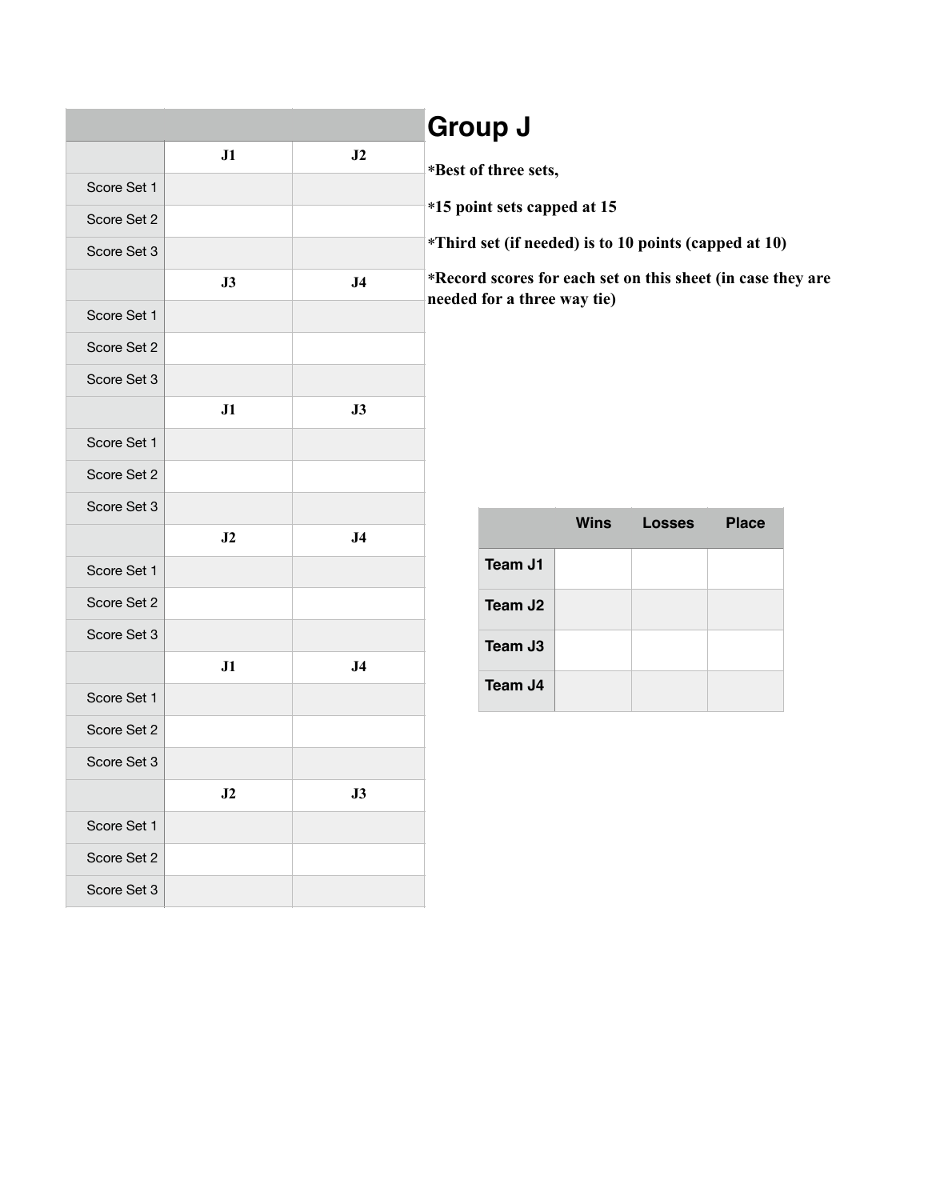# Group J

*Best of three sets,

*15 point sets capped at 15

*Third set (if needed) is to 10 points (capped at 10)

*Record scores for each set on this sheet (in case they are needed for a three way tie)

| | | |
|---|---|---|
| | J1 | J2 |
| Score Set 1 | | |
| Score Set 2 | | |
| Score Set 3 | | |
| | J3 | J4 |
| Score Set 1 | | |
| Score Set 2 | | |
| Score Set 3 | | |
| | J1 | J3 |
| Score Set 1 | | |
| Score Set 2 | | |
| Score Set 3 | | |
| | J2 | J4 |
| Score Set 1 | | |
| Score Set 2 | | |
| Score Set 3 | | |
| | J1 | J4 |
| Score Set 1 | | |
| Score Set 2 | | |
| Score Set 3 | | |
| | J2 | J3 |
| Score Set 1 | | |
| Score Set 2 | | |
| Score Set 3 | | |

| | Wins | Losses | Place |
|---|---|---|---|
| Team J1 | | | |
| Team J2 | | | |
| Team J3 | | | |
| Team J4 | | | |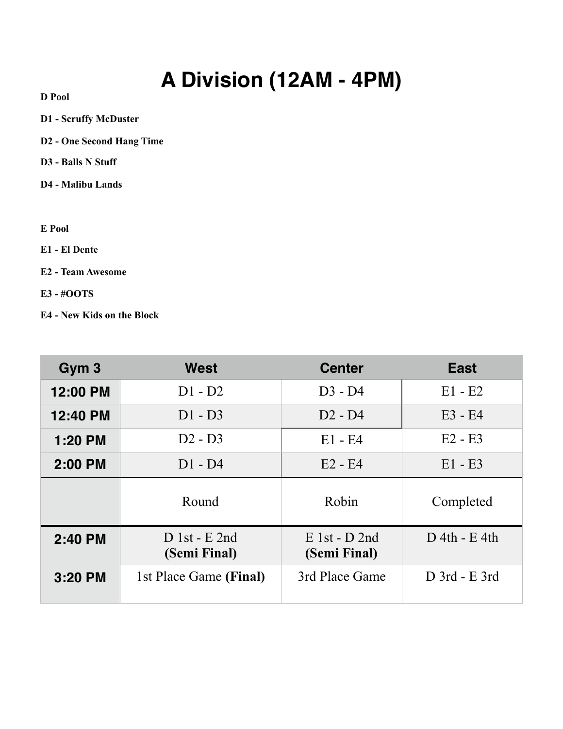# A Division (12AM - 4PM)

**D Pool**

**D1 - Scruffy McDuster**

**D2 - One Second Hang Time**

**D3 - Balls N Stuff**

**D4 - Malibu Lands**

**E Pool**

**E1 - El Dente**

**E2 - Team Awesome**

**E3 - #OOTS**

**E4 - New Kids on the Block**

| Gym 3 | West | Center | East |
|---|---|---|---|
| 12:00 PM | D1 - D2 | D3 - D4 | E1 - E2 |
| 12:40 PM | D1 - D3 | D2 - D4 | E3 - E4 |
| 1:20 PM | D2 - D3 | E1 - E4 | E2 - E3 |
| 2:00 PM | D1 - D4 | E2 - E4 | E1 - E3 |
| | Round | Robin | Completed |
| 2:40 PM | D 1st - E 2nd **(Semi Final)** | E 1st - D 2nd **(Semi Final)** | D 4th - E 4th |
| 3:20 PM | 1st Place Game **(Final)** | 3rd Place Game | D 3rd - E 3rd |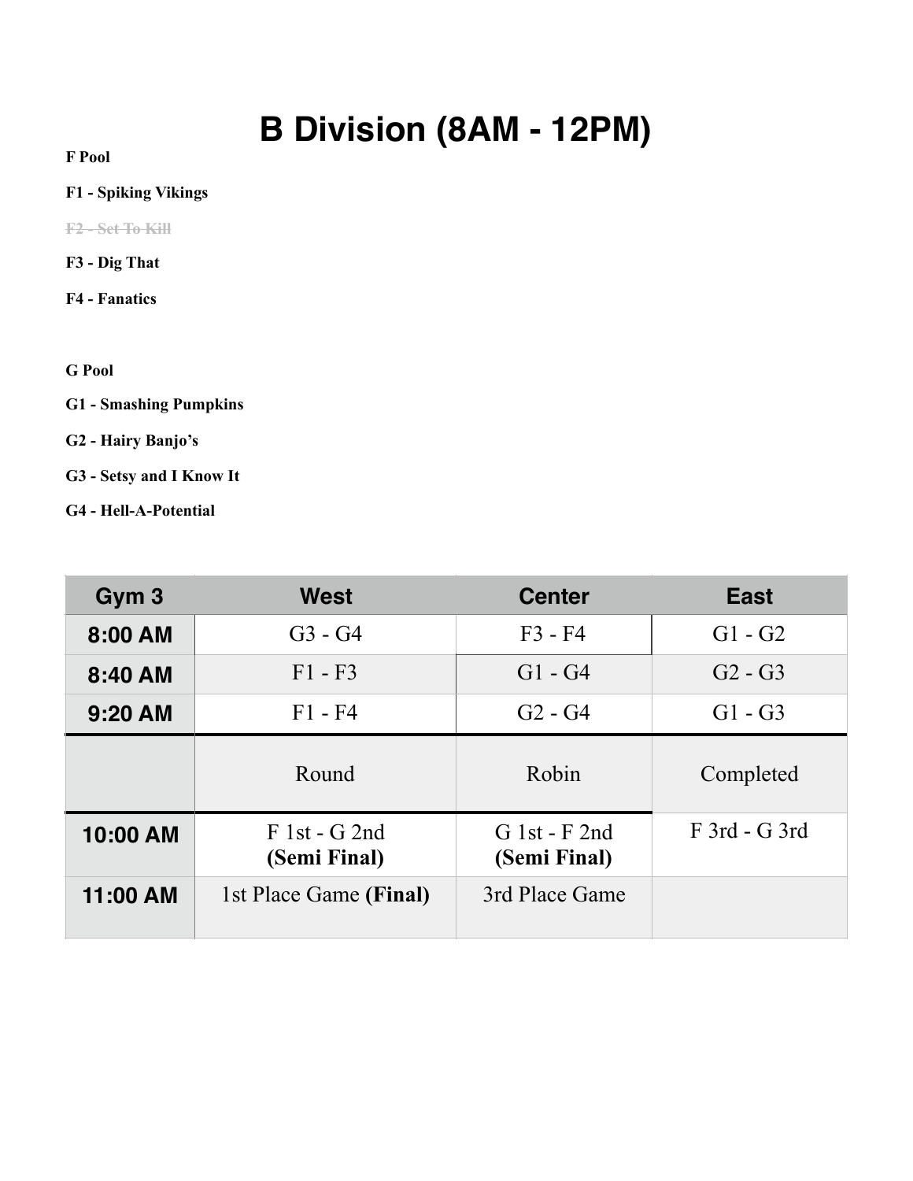# B Division (8AM - 12PM)

**F Pool**

**F1 - Spiking Vikings**

~~F2 - Set To Kill~~

**F3 - Dig That**

**F4 - Fanatics**

**G Pool**

**G1 - Smashing Pumpkins**

**G2 - Hairy Banjo's**

**G3 - Setsy and I Know It**

**G4 - Hell-A-Potential**

| Gym 3 | West | Center | East |
|---|---|---|---|
| 8:00 AM | G3 - G4 | F3 - F4 | G1 - G2 |
| 8:40 AM | F1 - F3 | G1 - G4 | G2 - G3 |
| 9:20 AM | F1 - F4 | G2 - G4 | G1 - G3 |
| | Round | Robin | Completed |
| 10:00 AM | F 1st - G 2nd **(Semi Final)** | G 1st - F 2nd **(Semi Final)** | F 3rd - G 3rd |
| 11:00 AM | 1st Place Game **(Final)** | 3rd Place Game | |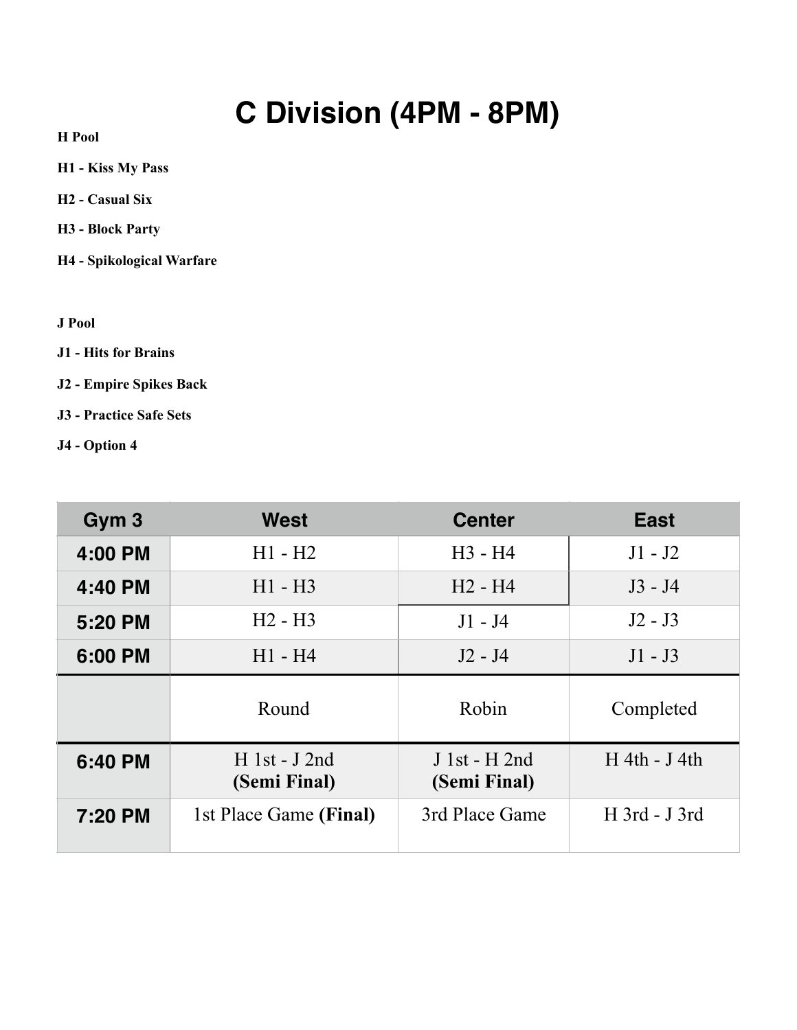# C Division (4PM - 8PM)

**H Pool**

**H1 - Kiss My Pass**

**H2 - Casual Six**

**H3 - Block Party**

**H4 - Spikological Warfare**

**J Pool**

**J1 - Hits for Brains**

**J2 - Empire Spikes Back**

**J3 - Practice Safe Sets**

**J4 - Option 4**

| Gym 3 | West | Center | East |
|---|---|---|---|
| 4:00 PM | H1 - H2 | H3 - H4 | J1 - J2 |
| 4:40 PM | H1 - H3 | H2 - H4 | J3 - J4 |
| 5:20 PM | H2 - H3 | J1 - J4 | J2 - J3 |
| 6:00 PM | H1 - H4 | J2 - J4 | J1 - J3 |
| | Round | Robin | Completed |
| 6:40 PM | H 1st - J 2nd **(Semi Final)** | J 1st - H 2nd **(Semi Final)** | H 4th - J 4th |
| 7:20 PM | 1st Place Game **(Final)** | 3rd Place Game | H 3rd - J 3rd |